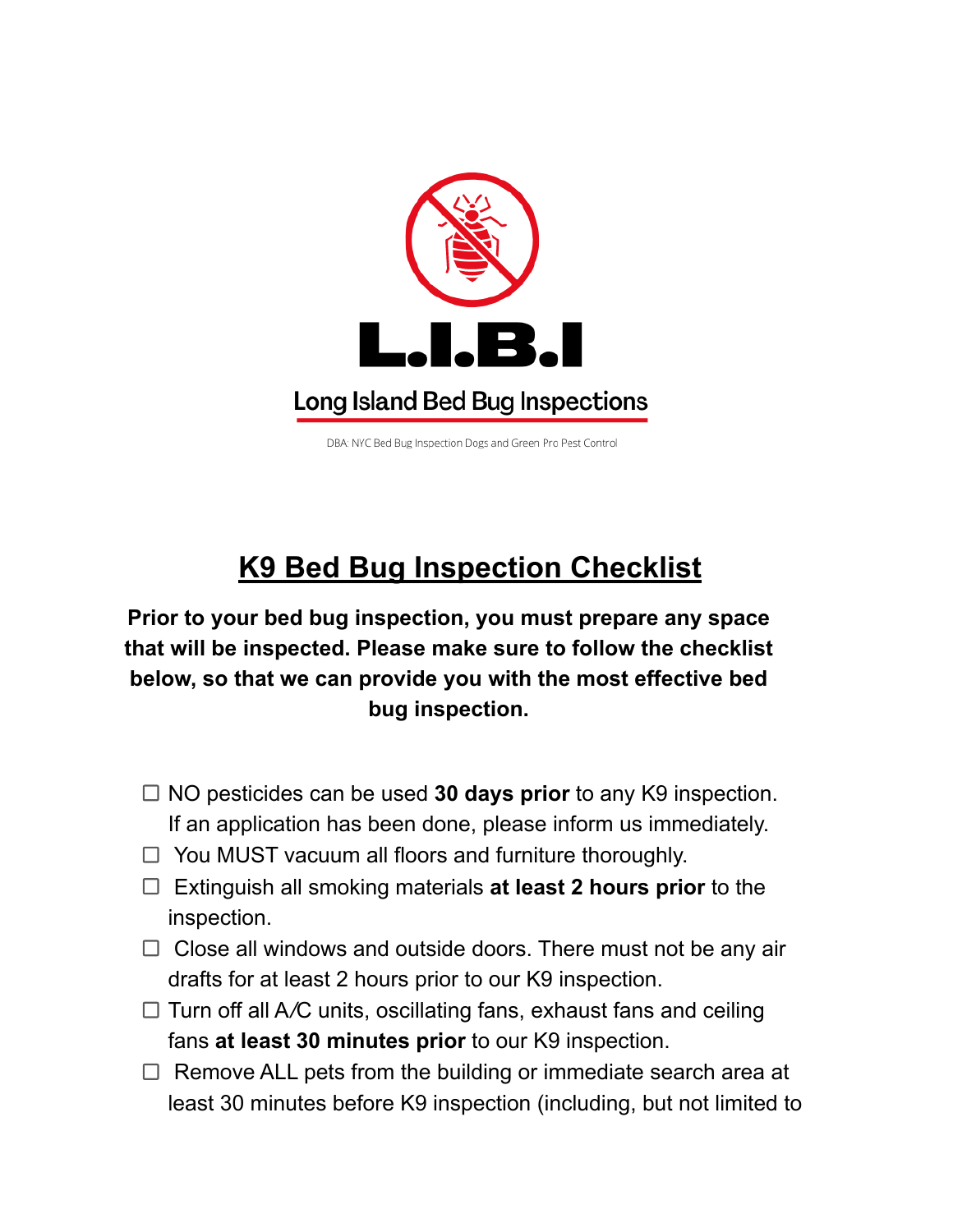**L.I.B.I**

**Long Island Bed Bug Inspections**

DBA: NYC Bed Bug Inspection Dogs and Green Pro Pest Control

# K9 Bed Bug Inspection Checklist

**Prior to your bed bug inspection, you must prepare any space that will be inspected. Please make sure to follow the checklist below, so that we can provide you with the most effective bed bug inspection.**

- ☐ NO pesticides can be used **30 days prior** to any K9 inspection. If an application has been done, please inform us immediately.
- ☐ You MUST vacuum all floors and furniture thoroughly.
- ☐ Extinguish all smoking materials **at least 2 hours prior** to the inspection.
- ☐ Close all windows and outside doors. There must not be any air drafts for at least 2 hours prior to our K9 inspection.
- ☐ Turn off all A/C units, oscillating fans, exhaust fans and ceiling fans **at least 30 minutes prior** to our K9 inspection.
- ☐ Remove ALL pets from the building or immediate search area at least 30 minutes before K9 inspection (including, but not limited to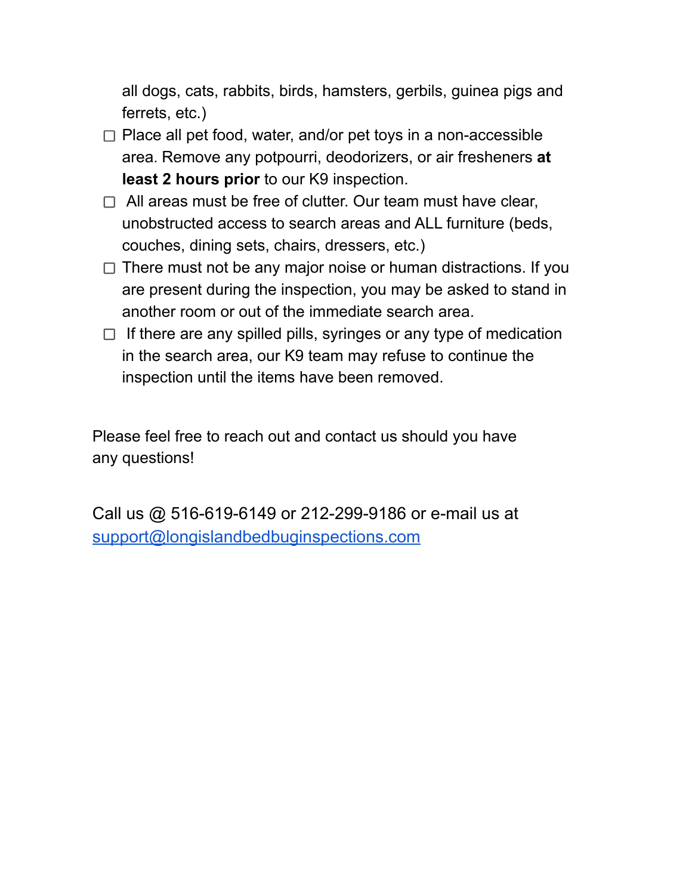all dogs, cats, rabbits, birds, hamsters, gerbils, guinea pigs and ferrets, etc.)

- ☐ Place all pet food, water, and/or pet toys in a non-accessible area. Remove any potpourri, deodorizers, or air fresheners **at least 2 hours prior** to our K9 inspection.
- ☐ All areas must be free of clutter. Our team must have clear, unobstructed access to search areas and ALL furniture (beds, couches, dining sets, chairs, dressers, etc.)
- ☐ There must not be any major noise or human distractions. If you are present during the inspection, you may be asked to stand in another room or out of the immediate search area.
- ☐ If there are any spilled pills, syringes or any type of medication in the search area, our K9 team may refuse to continue the inspection until the items have been removed.

Please feel free to reach out and contact us should you have any questions!

Call us @ 516-619-6149 or 212-299-9186 or e-mail us at [support@longislandbedbuginspections.com](mailto:support@longislandbedbuginspections.com)